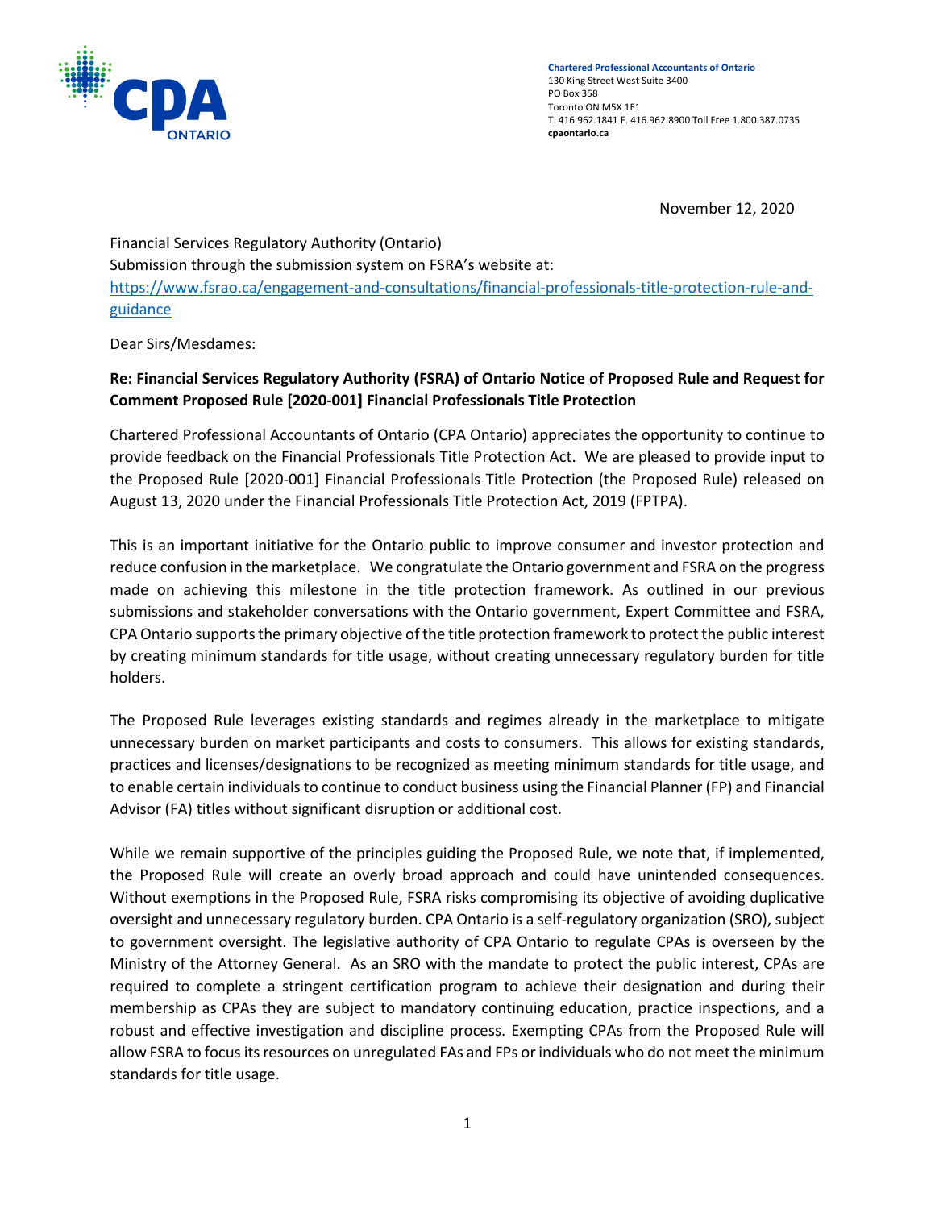**Chartered Professional Accountants of Ontario**
130 King Street West Suite 3400
PO Box 358
Toronto ON M5X 1E1
T. 416.962.1841 F. 416.962.8900 Toll Free 1.800.387.0735
**cpaontario.ca**

November 12, 2020

Financial Services Regulatory Authority (Ontario)
Submission through the submission system on FSRA's website at:
https://www.fsrao.ca/engagement-and-consultations/financial-professionals-title-protection-rule-and-guidance

Dear Sirs/Mesdames:

**Re: Financial Services Regulatory Authority (FSRA) of Ontario Notice of Proposed Rule and Request for Comment Proposed Rule [2020-001] Financial Professionals Title Protection**

Chartered Professional Accountants of Ontario (CPA Ontario) appreciates the opportunity to continue to provide feedback on the Financial Professionals Title Protection Act. We are pleased to provide input to the Proposed Rule [2020-001] Financial Professionals Title Protection (the Proposed Rule) released on August 13, 2020 under the Financial Professionals Title Protection Act, 2019 (FPTPA).

This is an important initiative for the Ontario public to improve consumer and investor protection and reduce confusion in the marketplace. We congratulate the Ontario government and FSRA on the progress made on achieving this milestone in the title protection framework. As outlined in our previous submissions and stakeholder conversations with the Ontario government, Expert Committee and FSRA, CPA Ontario supports the primary objective of the title protection framework to protect the public interest by creating minimum standards for title usage, without creating unnecessary regulatory burden for title holders.

The Proposed Rule leverages existing standards and regimes already in the marketplace to mitigate unnecessary burden on market participants and costs to consumers. This allows for existing standards, practices and licenses/designations to be recognized as meeting minimum standards for title usage, and to enable certain individuals to continue to conduct business using the Financial Planner (FP) and Financial Advisor (FA) titles without significant disruption or additional cost.

While we remain supportive of the principles guiding the Proposed Rule, we note that, if implemented, the Proposed Rule will create an overly broad approach and could have unintended consequences. Without exemptions in the Proposed Rule, FSRA risks compromising its objective of avoiding duplicative oversight and unnecessary regulatory burden. CPA Ontario is a self-regulatory organization (SRO), subject to government oversight. The legislative authority of CPA Ontario to regulate CPAs is overseen by the Ministry of the Attorney General. As an SRO with the mandate to protect the public interest, CPAs are required to complete a stringent certification program to achieve their designation and during their membership as CPAs they are subject to mandatory continuing education, practice inspections, and a robust and effective investigation and discipline process. Exempting CPAs from the Proposed Rule will allow FSRA to focus its resources on unregulated FAs and FPs or individuals who do not meet the minimum standards for title usage.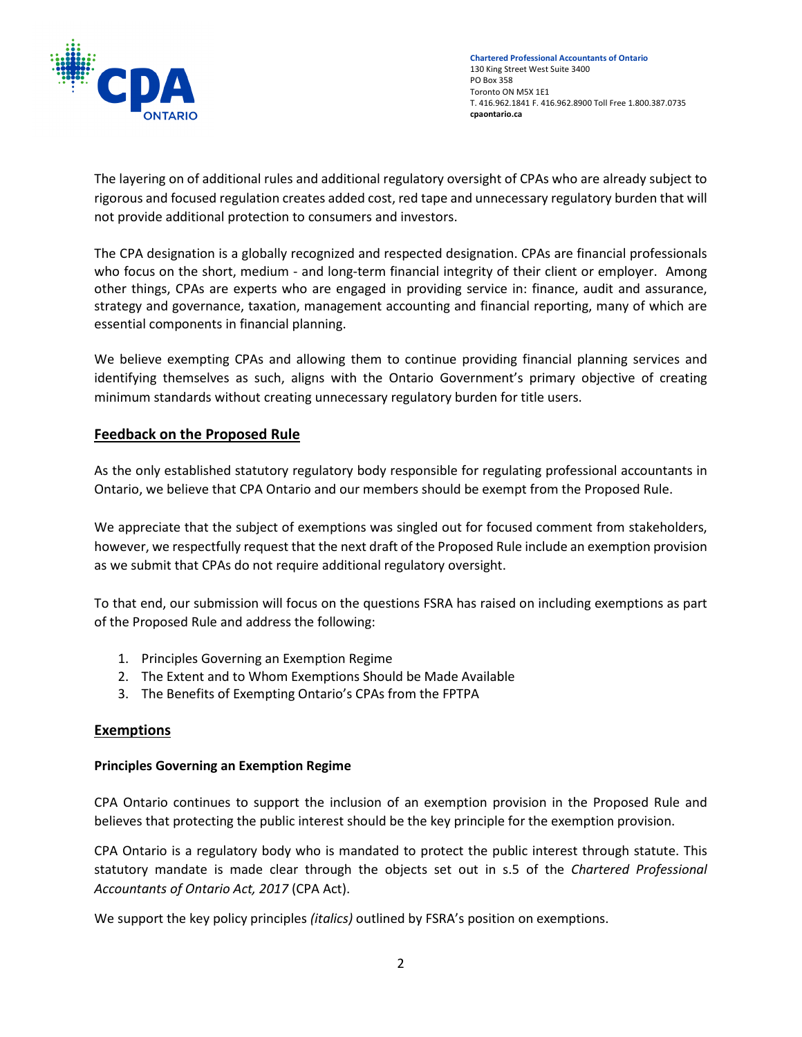The layering on of additional rules and additional regulatory oversight of CPAs who are already subject to rigorous and focused regulation creates added cost, red tape and unnecessary regulatory burden that will not provide additional protection to consumers and investors.

The CPA designation is a globally recognized and respected designation. CPAs are financial professionals who focus on the short, medium - and long-term financial integrity of their client or employer. Among other things, CPAs are experts who are engaged in providing service in: finance, audit and assurance, strategy and governance, taxation, management accounting and financial reporting, many of which are essential components in financial planning.

We believe exempting CPAs and allowing them to continue providing financial planning services and identifying themselves as such, aligns with the Ontario Government's primary objective of creating minimum standards without creating unnecessary regulatory burden for title users.

## Feedback on the Proposed Rule

As the only established statutory regulatory body responsible for regulating professional accountants in Ontario, we believe that CPA Ontario and our members should be exempt from the Proposed Rule.

We appreciate that the subject of exemptions was singled out for focused comment from stakeholders, however, we respectfully request that the next draft of the Proposed Rule include an exemption provision as we submit that CPAs do not require additional regulatory oversight.

To that end, our submission will focus on the questions FSRA has raised on including exemptions as part of the Proposed Rule and address the following:

1. Principles Governing an Exemption Regime
2. The Extent and to Whom Exemptions Should be Made Available
3. The Benefits of Exempting Ontario's CPAs from the FPTPA

## Exemptions

### Principles Governing an Exemption Regime

CPA Ontario continues to support the inclusion of an exemption provision in the Proposed Rule and believes that protecting the public interest should be the key principle for the exemption provision.

CPA Ontario is a regulatory body who is mandated to protect the public interest through statute. This statutory mandate is made clear through the objects set out in s.5 of the *Chartered Professional Accountants of Ontario Act, 2017* (CPA Act).

We support the key policy principles *(italics)* outlined by FSRA's position on exemptions.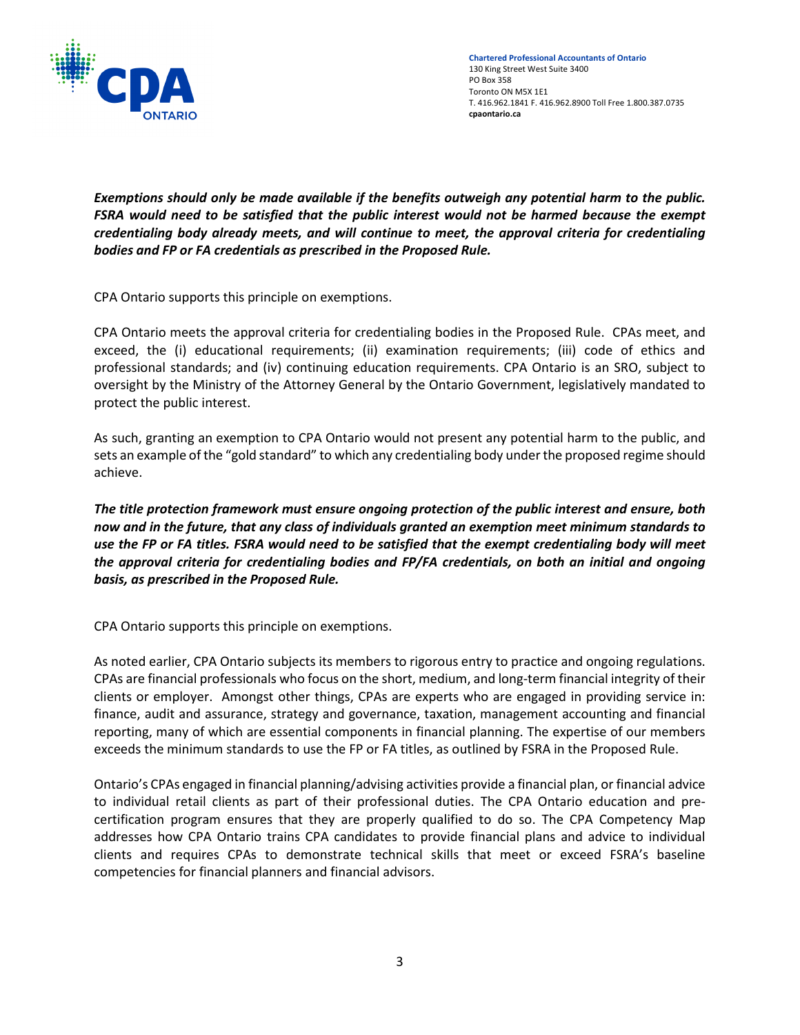***Exemptions should only be made available if the benefits outweigh any potential harm to the public. FSRA would need to be satisfied that the public interest would not be harmed because the exempt credentialing body already meets, and will continue to meet, the approval criteria for credentialing bodies and FP or FA credentials as prescribed in the Proposed Rule.***

CPA Ontario supports this principle on exemptions.

CPA Ontario meets the approval criteria for credentialing bodies in the Proposed Rule. CPAs meet, and exceed, the (i) educational requirements; (ii) examination requirements; (iii) code of ethics and professional standards; and (iv) continuing education requirements. CPA Ontario is an SRO, subject to oversight by the Ministry of the Attorney General by the Ontario Government, legislatively mandated to protect the public interest.

As such, granting an exemption to CPA Ontario would not present any potential harm to the public, and sets an example of the "gold standard" to which any credentialing body under the proposed regime should achieve.

***The title protection framework must ensure ongoing protection of the public interest and ensure, both now and in the future, that any class of individuals granted an exemption meet minimum standards to use the FP or FA titles. FSRA would need to be satisfied that the exempt credentialing body will meet the approval criteria for credentialing bodies and FP/FA credentials, on both an initial and ongoing basis, as prescribed in the Proposed Rule.***

CPA Ontario supports this principle on exemptions.

As noted earlier, CPA Ontario subjects its members to rigorous entry to practice and ongoing regulations. CPAs are financial professionals who focus on the short, medium, and long-term financial integrity of their clients or employer. Amongst other things, CPAs are experts who are engaged in providing service in: finance, audit and assurance, strategy and governance, taxation, management accounting and financial reporting, many of which are essential components in financial planning. The expertise of our members exceeds the minimum standards to use the FP or FA titles, as outlined by FSRA in the Proposed Rule.

Ontario's CPAs engaged in financial planning/advising activities provide a financial plan, or financial advice to individual retail clients as part of their professional duties. The CPA Ontario education and pre-certification program ensures that they are properly qualified to do so. The CPA Competency Map addresses how CPA Ontario trains CPA candidates to provide financial plans and advice to individual clients and requires CPAs to demonstrate technical skills that meet or exceed FSRA's baseline competencies for financial planners and financial advisors.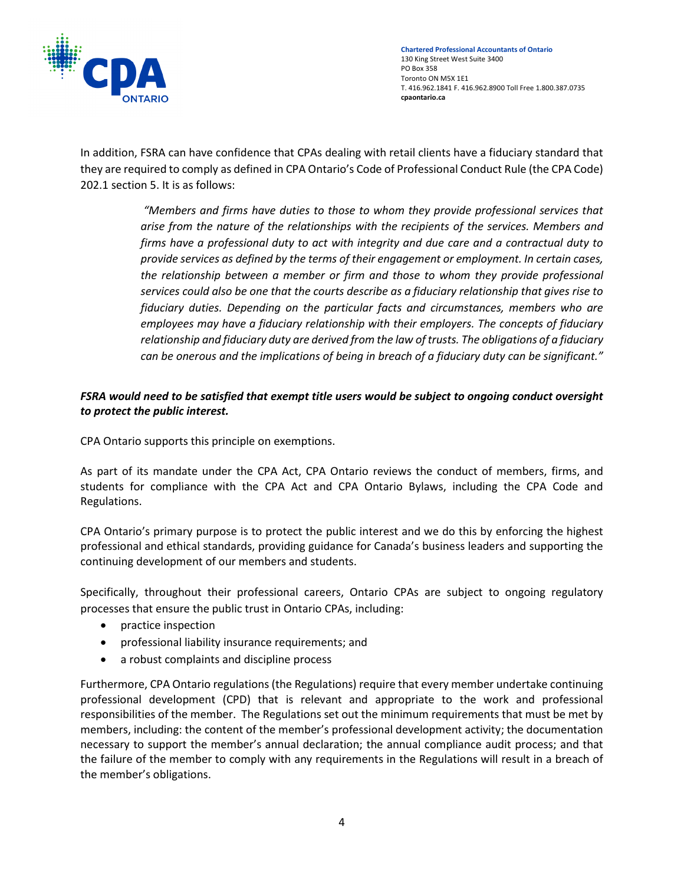In addition, FSRA can have confidence that CPAs dealing with retail clients have a fiduciary standard that they are required to comply as defined in CPA Ontario's Code of Professional Conduct Rule (the CPA Code) 202.1 section 5. It is as follows:

> *"Members and firms have duties to those to whom they provide professional services that arise from the nature of the relationships with the recipients of the services. Members and firms have a professional duty to act with integrity and due care and a contractual duty to provide services as defined by the terms of their engagement or employment. In certain cases, the relationship between a member or firm and those to whom they provide professional services could also be one that the courts describe as a fiduciary relationship that gives rise to fiduciary duties. Depending on the particular facts and circumstances, members who are employees may have a fiduciary relationship with their employers. The concepts of fiduciary relationship and fiduciary duty are derived from the law of trusts. The obligations of a fiduciary can be onerous and the implications of being in breach of a fiduciary duty can be significant."*

***FSRA would need to be satisfied that exempt title users would be subject to ongoing conduct oversight to protect the public interest.***

CPA Ontario supports this principle on exemptions.

As part of its mandate under the CPA Act, CPA Ontario reviews the conduct of members, firms, and students for compliance with the CPA Act and CPA Ontario Bylaws, including the CPA Code and Regulations.

CPA Ontario's primary purpose is to protect the public interest and we do this by enforcing the highest professional and ethical standards, providing guidance for Canada's business leaders and supporting the continuing development of our members and students.

Specifically, throughout their professional careers, Ontario CPAs are subject to ongoing regulatory processes that ensure the public trust in Ontario CPAs, including:

- practice inspection
- professional liability insurance requirements; and
- a robust complaints and discipline process

Furthermore, CPA Ontario regulations (the Regulations) require that every member undertake continuing professional development (CPD) that is relevant and appropriate to the work and professional responsibilities of the member. The Regulations set out the minimum requirements that must be met by members, including: the content of the member's professional development activity; the documentation necessary to support the member's annual declaration; the annual compliance audit process; and that the failure of the member to comply with any requirements in the Regulations will result in a breach of the member's obligations.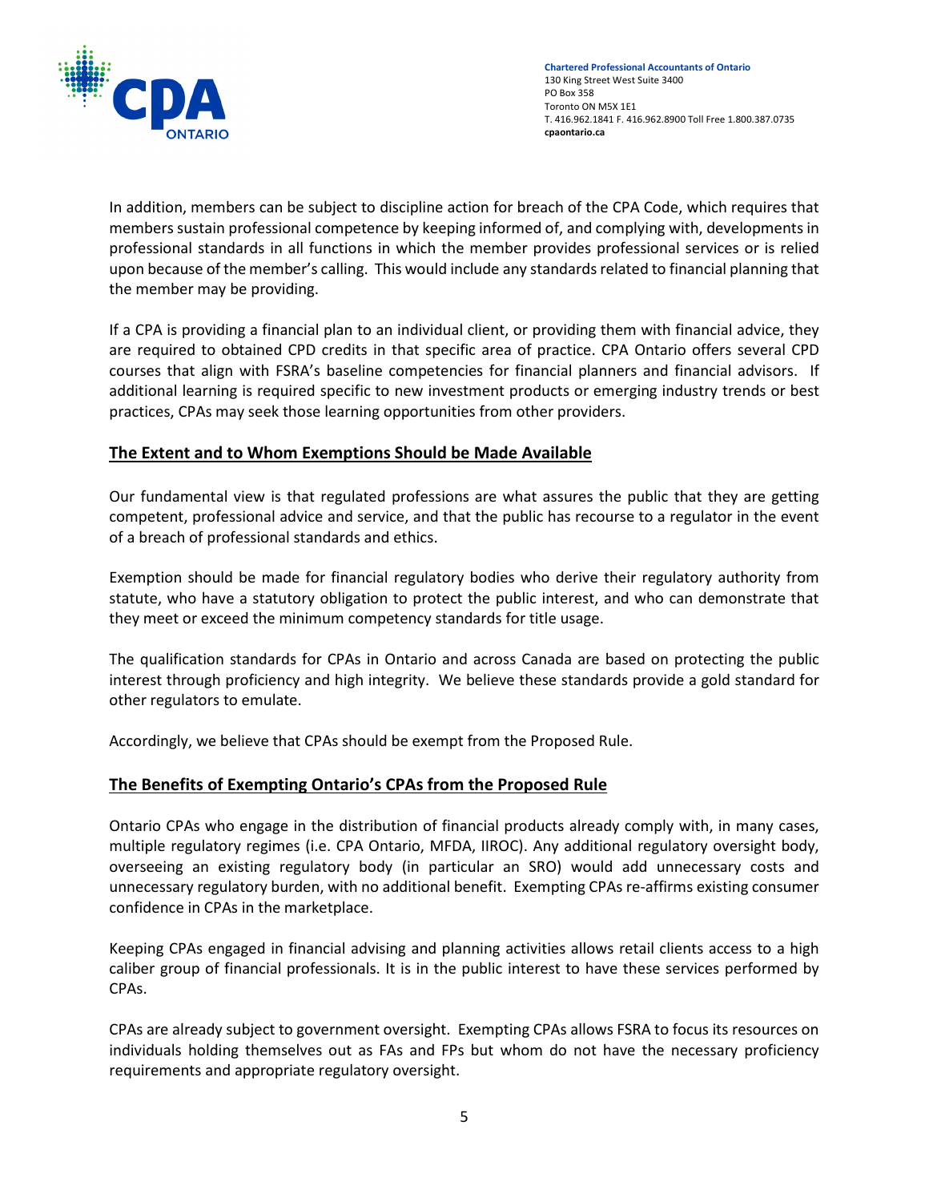In addition, members can be subject to discipline action for breach of the CPA Code, which requires that members sustain professional competence by keeping informed of, and complying with, developments in professional standards in all functions in which the member provides professional services or is relied upon because of the member's calling. This would include any standards related to financial planning that the member may be providing.

If a CPA is providing a financial plan to an individual client, or providing them with financial advice, they are required to obtained CPD credits in that specific area of practice. CPA Ontario offers several CPD courses that align with FSRA's baseline competencies for financial planners and financial advisors. If additional learning is required specific to new investment products or emerging industry trends or best practices, CPAs may seek those learning opportunities from other providers.

## The Extent and to Whom Exemptions Should be Made Available

Our fundamental view is that regulated professions are what assures the public that they are getting competent, professional advice and service, and that the public has recourse to a regulator in the event of a breach of professional standards and ethics.

Exemption should be made for financial regulatory bodies who derive their regulatory authority from statute, who have a statutory obligation to protect the public interest, and who can demonstrate that they meet or exceed the minimum competency standards for title usage.

The qualification standards for CPAs in Ontario and across Canada are based on protecting the public interest through proficiency and high integrity. We believe these standards provide a gold standard for other regulators to emulate.

Accordingly, we believe that CPAs should be exempt from the Proposed Rule.

## The Benefits of Exempting Ontario's CPAs from the Proposed Rule

Ontario CPAs who engage in the distribution of financial products already comply with, in many cases, multiple regulatory regimes (i.e. CPA Ontario, MFDA, IIROC). Any additional regulatory oversight body, overseeing an existing regulatory body (in particular an SRO) would add unnecessary costs and unnecessary regulatory burden, with no additional benefit. Exempting CPAs re-affirms existing consumer confidence in CPAs in the marketplace.

Keeping CPAs engaged in financial advising and planning activities allows retail clients access to a high caliber group of financial professionals. It is in the public interest to have these services performed by CPAs.

CPAs are already subject to government oversight. Exempting CPAs allows FSRA to focus its resources on individuals holding themselves out as FAs and FPs but whom do not have the necessary proficiency requirements and appropriate regulatory oversight.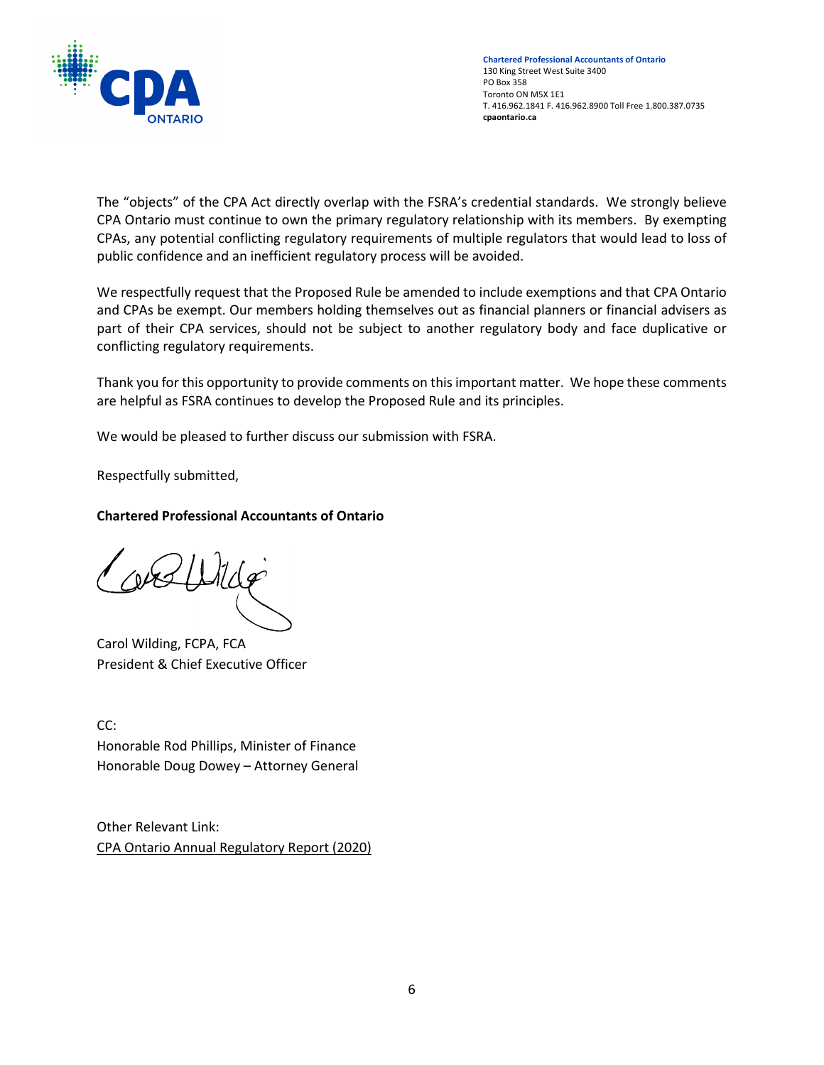**Chartered Professional Accountants of Ontario**
130 King Street West Suite 3400
PO Box 358
Toronto ON M5X 1E1
T. 416.962.1841 F. 416.962.8900 Toll Free 1.800.387.0735
**cpaontario.ca**

The "objects" of the CPA Act directly overlap with the FSRA's credential standards. We strongly believe CPA Ontario must continue to own the primary regulatory relationship with its members. By exempting CPAs, any potential conflicting regulatory requirements of multiple regulators that would lead to loss of public confidence and an inefficient regulatory process will be avoided.

We respectfully request that the Proposed Rule be amended to include exemptions and that CPA Ontario and CPAs be exempt. Our members holding themselves out as financial planners or financial advisers as part of their CPA services, should not be subject to another regulatory body and face duplicative or conflicting regulatory requirements.

Thank you for this opportunity to provide comments on this important matter. We hope these comments are helpful as FSRA continues to develop the Proposed Rule and its principles.

We would be pleased to further discuss our submission with FSRA.

Respectfully submitted,

**Chartered Professional Accountants of Ontario**

Carol Wilding, FCPA, FCA
President & Chief Executive Officer

CC:
Honorable Rod Phillips, Minister of Finance
Honorable Doug Dowey – Attorney General

Other Relevant Link:
CPA Ontario Annual Regulatory Report (2020)